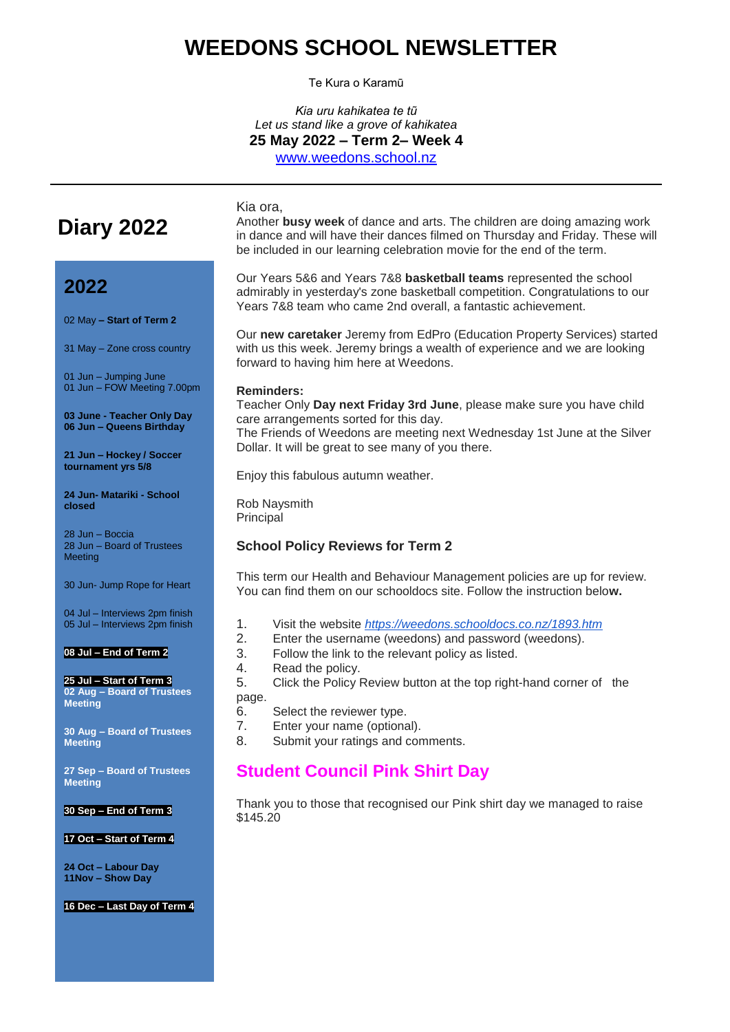# WEEDONS SCHOOL NEWSLETTER

Te Kura o Karamū

*Kia uru kahikatea te tū*
*Let us stand like a grove of kahikatea*
**25 May 2022 – Term 2– Week 4**
www.weedons.school.nz

---

## Diary 2022

## 2022

02 May **– Start of Term 2**

31 May – Zone cross country

01 Jun – Jumping June
01 Jun – FOW Meeting 7.00pm

**03 June - Teacher Only Day**
**06 Jun – Queens Birthday**

**21 Jun – Hockey / Soccer tournament yrs 5/8**

**24 Jun- Matariki - School closed**

28 Jun – Boccia
28 Jun – Board of Trustees Meeting

30 Jun- Jump Rope for Heart

04 Jul – Interviews 2pm finish
05 Jul – Interviews 2pm finish

**08 Jul – End of Term 2**

**25 Jul – Start of Term 3**
**02 Aug – Board of Trustees Meeting**

**30 Aug – Board of Trustees Meeting**

**27 Sep – Board of Trustees Meeting**

**30 Sep – End of Term 3**

**17 Oct – Start of Term 4**

**24 Oct – Labour Day**
**11Nov – Show Day**

**16 Dec – Last Day of Term 4**

---

Kia ora,
Another **busy week** of dance and arts. The children are doing amazing work in dance and will have their dances filmed on Thursday and Friday. These will be included in our learning celebration movie for the end of the term.

Our Years 5&6 and Years 7&8 **basketball teams** represented the school admirably in yesterday's zone basketball competition. Congratulations to our Years 7&8 team who came 2nd overall, a fantastic achievement.

Our **new caretaker** Jeremy from EdPro (Education Property Services) started with us this week. Jeremy brings a wealth of experience and we are looking forward to having him here at Weedons.

**Reminders:**
Teacher Only **Day next Friday 3rd June**, please make sure you have child care arrangements sorted for this day.
The Friends of Weedons are meeting next Wednesday 1st June at the Silver Dollar. It will be great to see many of you there.

Enjoy this fabulous autumn weather.

Rob Naysmith
Principal

### School Policy Reviews for Term 2

This term our Health and Behaviour Management policies are up for review. You can find them on our schooldocs site. Follow the instruction belo**w.**

1. Visit the website *https://weedons.schooldocs.co.nz/1893.htm*
2. Enter the username (weedons) and password (weedons).
3. Follow the link to the relevant policy as listed.
4. Read the policy.
5. Click the Policy Review button at the top right-hand corner of the page.
6. Select the reviewer type.
7. Enter your name (optional).
8. Submit your ratings and comments.

## Student Council Pink Shirt Day

Thank you to those that recognised our Pink shirt day we managed to raise $145.20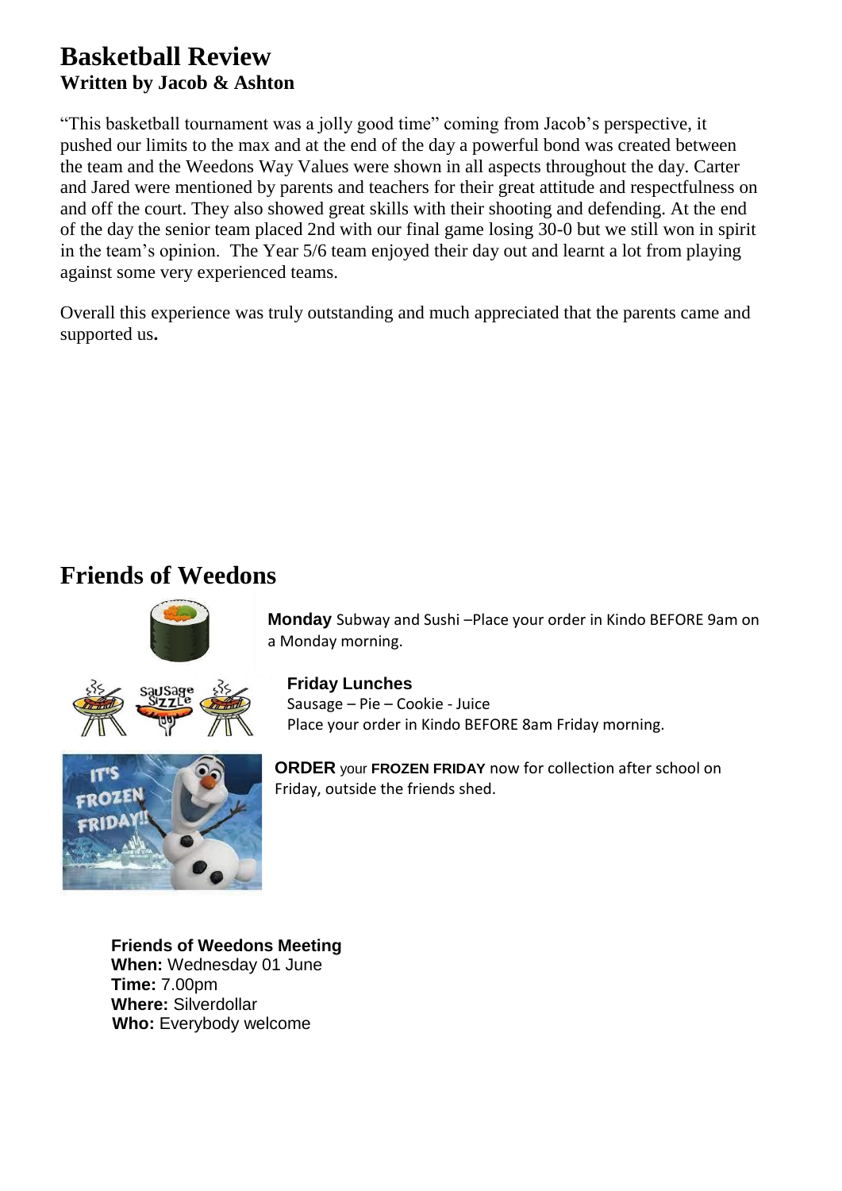# Basketball Review

**Written by Jacob & Ashton**

"This basketball tournament was a jolly good time" coming from Jacob's perspective, it pushed our limits to the max and at the end of the day a powerful bond was created between the team and the Weedons Way Values were shown in all aspects throughout the day. Carter and Jared were mentioned by parents and teachers for their great attitude and respectfulness on and off the court. They also showed great skills with their shooting and defending. At the end of the day the senior team placed 2nd with our final game losing 30-0 but we still won in spirit in the team's opinion. The Year 5/6 team enjoyed their day out and learnt a lot from playing against some very experienced teams.

Overall this experience was truly outstanding and much appreciated that the parents came and supported us**.**

# Friends of Weedons

**Monday** Subway and Sushi –Place your order in Kindo BEFORE 9am on a Monday morning.

**Friday Lunches**
Sausage – Pie – Cookie - Juice
Place your order in Kindo BEFORE 8am Friday morning.

**ORDER** your **FROZEN FRIDAY** now for collection after school on Friday, outside the friends shed.

**Friends of Weedons Meeting**
**When:** Wednesday 01 June
**Time:** 7.00pm
**Where:** Silverdollar
**Who:** Everybody welcome